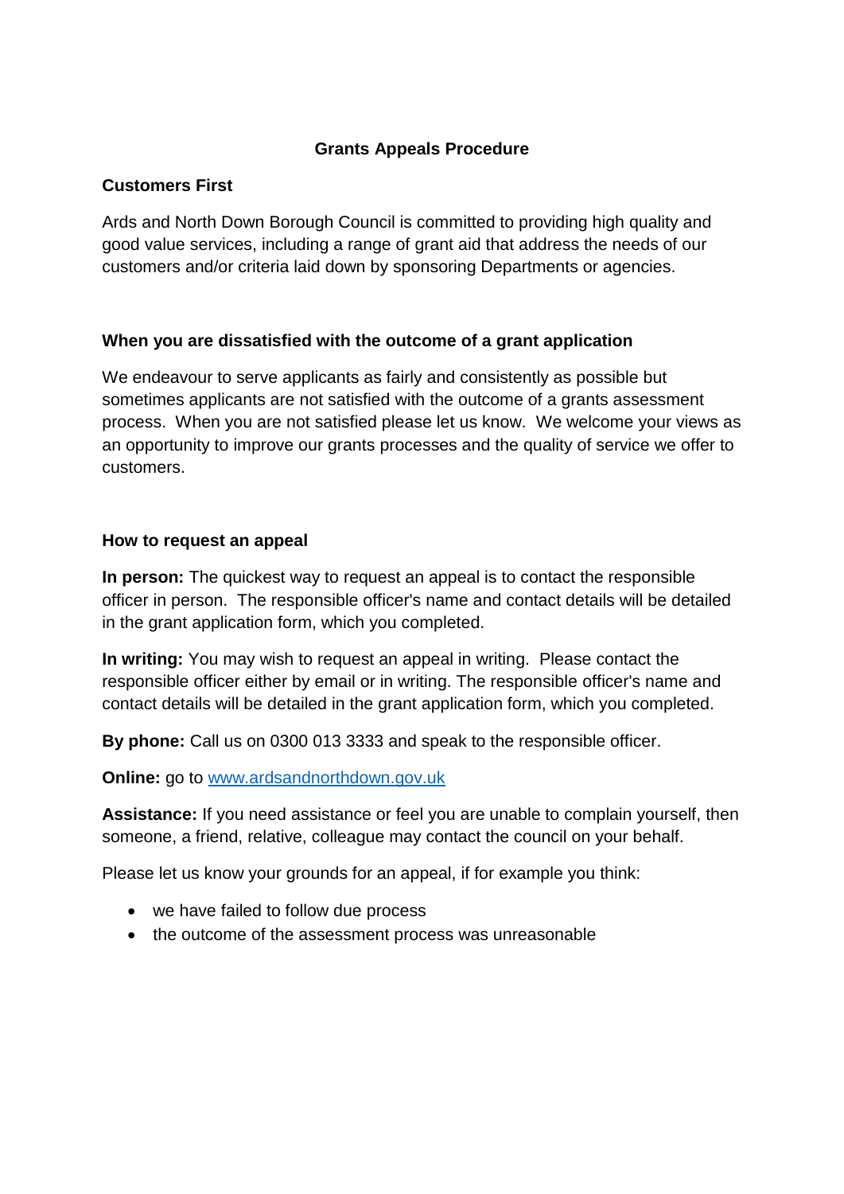# Grants Appeals Procedure

## Customers First

Ards and North Down Borough Council is committed to providing high quality and good value services, including a range of grant aid that address the needs of our customers and/or criteria laid down by sponsoring Departments or agencies.

## When you are dissatisfied with the outcome of a grant application

We endeavour to serve applicants as fairly and consistently as possible but sometimes applicants are not satisfied with the outcome of a grants assessment process. When you are not satisfied please let us know. We welcome your views as an opportunity to improve our grants processes and the quality of service we offer to customers.

## How to request an appeal

**In person:** The quickest way to request an appeal is to contact the responsible officer in person. The responsible officer's name and contact details will be detailed in the grant application form, which you completed.

**In writing:** You may wish to request an appeal in writing. Please contact the responsible officer either by email or in writing. The responsible officer's name and contact details will be detailed in the grant application form, which you completed.

**By phone:** Call us on 0300 013 3333 and speak to the responsible officer.

**Online:** go to [www.ardsandnorthdown.gov.uk](http://www.ardsandnorthdown.gov.uk)

**Assistance:** If you need assistance or feel you are unable to complain yourself, then someone, a friend, relative, colleague may contact the council on your behalf.

Please let us know your grounds for an appeal, if for example you think:

- we have failed to follow due process
- the outcome of the assessment process was unreasonable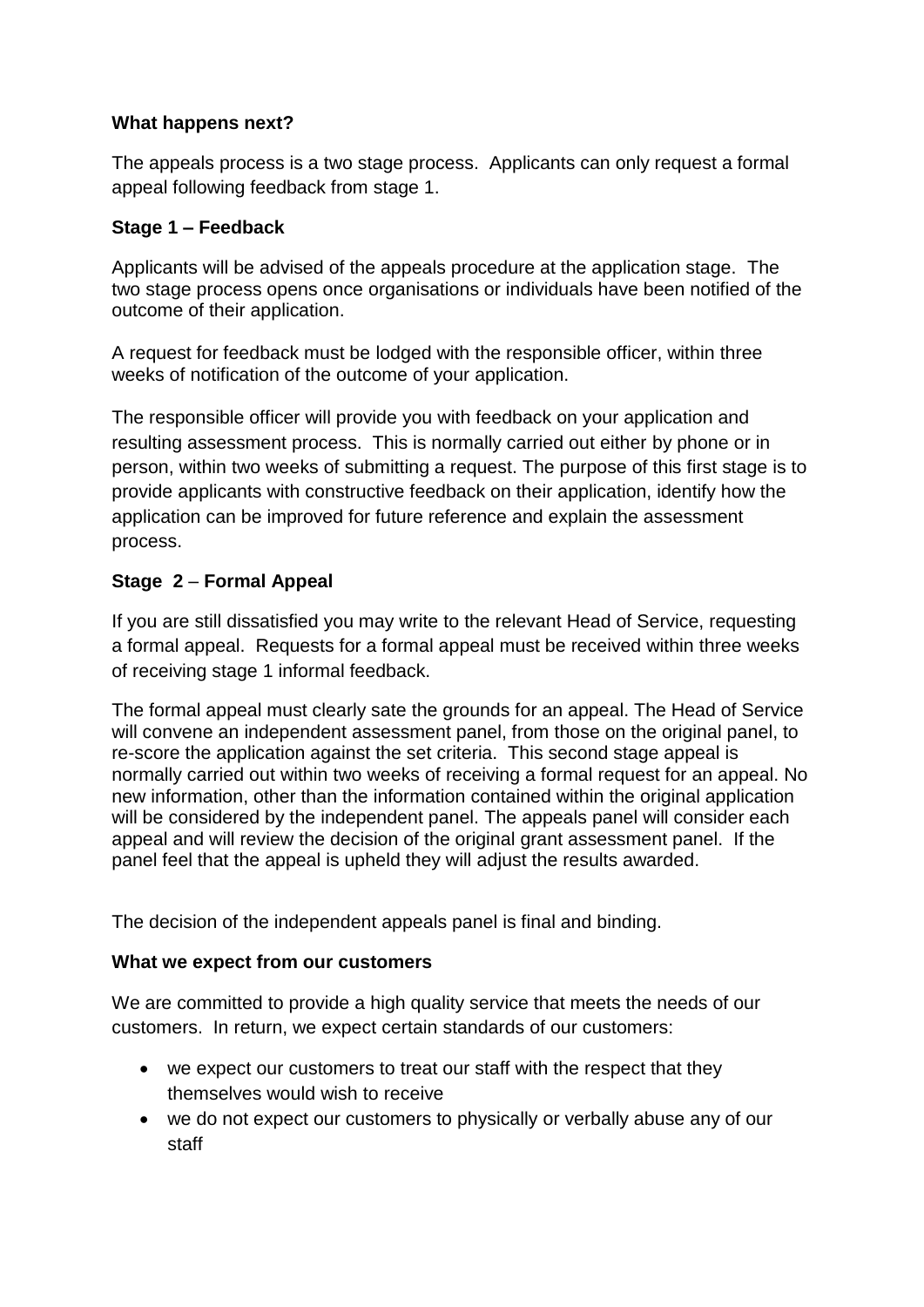### What happens next?

The appeals process is a two stage process. Applicants can only request a formal appeal following feedback from stage 1.

### Stage 1 – Feedback

Applicants will be advised of the appeals procedure at the application stage. The two stage process opens once organisations or individuals have been notified of the outcome of their application.

A request for feedback must be lodged with the responsible officer, within three weeks of notification of the outcome of your application.

The responsible officer will provide you with feedback on your application and resulting assessment process. This is normally carried out either by phone or in person, within two weeks of submitting a request. The purpose of this first stage is to provide applicants with constructive feedback on their application, identify how the application can be improved for future reference and explain the assessment process.

### Stage 2 – Formal Appeal

If you are still dissatisfied you may write to the relevant Head of Service, requesting a formal appeal. Requests for a formal appeal must be received within three weeks of receiving stage 1 informal feedback.

The formal appeal must clearly sate the grounds for an appeal. The Head of Service will convene an independent assessment panel, from those on the original panel, to re-score the application against the set criteria. This second stage appeal is normally carried out within two weeks of receiving a formal request for an appeal. No new information, other than the information contained within the original application will be considered by the independent panel. The appeals panel will consider each appeal and will review the decision of the original grant assessment panel. If the panel feel that the appeal is upheld they will adjust the results awarded.

The decision of the independent appeals panel is final and binding.

### What we expect from our customers

We are committed to provide a high quality service that meets the needs of our customers. In return, we expect certain standards of our customers:

- we expect our customers to treat our staff with the respect that they themselves would wish to receive
- we do not expect our customers to physically or verbally abuse any of our staff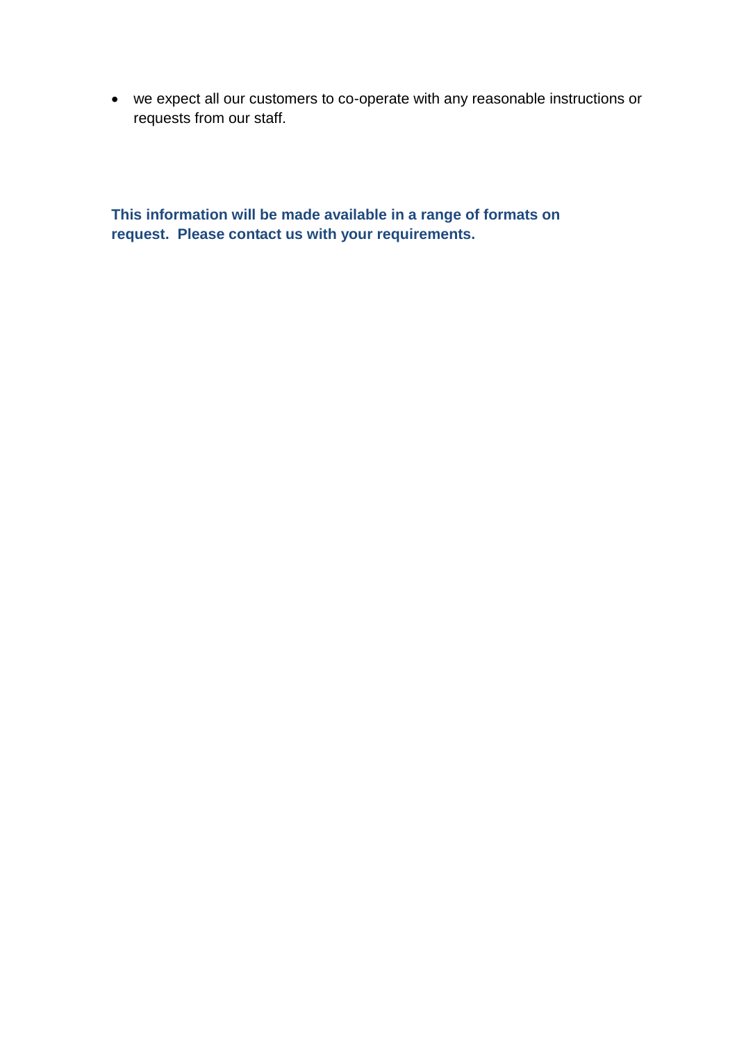- we expect all our customers to co-operate with any reasonable instructions or requests from our staff.

**This information will be made available in a range of formats on request. Please contact us with your requirements.**